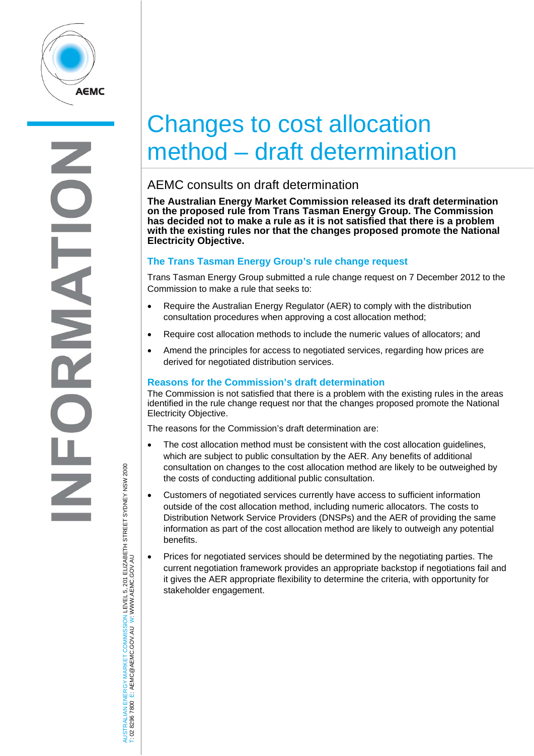# Changes to cost allocation method – draft determination

## AEMC consults on draft determination

**The Australian Energy Market Commission released its draft determination on the proposed rule from Trans Tasman Energy Group. The Commission has decided not to make a rule as it is not satisfied that there is a problem with the existing rules nor that the changes proposed promote the National Electricity Objective.**

### The Trans Tasman Energy Group's rule change request

Trans Tasman Energy Group submitted a rule change request on 7 December 2012 to the Commission to make a rule that seeks to:

- Require the Australian Energy Regulator (AER) to comply with the distribution consultation procedures when approving a cost allocation method;
- Require cost allocation methods to include the numeric values of allocators; and
- Amend the principles for access to negotiated services, regarding how prices are derived for negotiated distribution services.

### Reasons for the Commission's draft determination

The Commission is not satisfied that there is a problem with the existing rules in the areas identified in the rule change request nor that the changes proposed promote the National Electricity Objective.

The reasons for the Commission's draft determination are:

- The cost allocation method must be consistent with the cost allocation guidelines, which are subject to public consultation by the AER. Any benefits of additional consultation on changes to the cost allocation method are likely to be outweighed by the costs of conducting additional public consultation.
- Customers of negotiated services currently have access to sufficient information outside of the cost allocation method, including numeric allocators. The costs to Distribution Network Service Providers (DNSPs) and the AER of providing the same information as part of the cost allocation method are likely to outweigh any potential benefits.
- Prices for negotiated services should be determined by the negotiating parties. The current negotiation framework provides an appropriate backstop if negotiations fail and it gives the AER appropriate flexibility to determine the criteria, with opportunity for stakeholder engagement.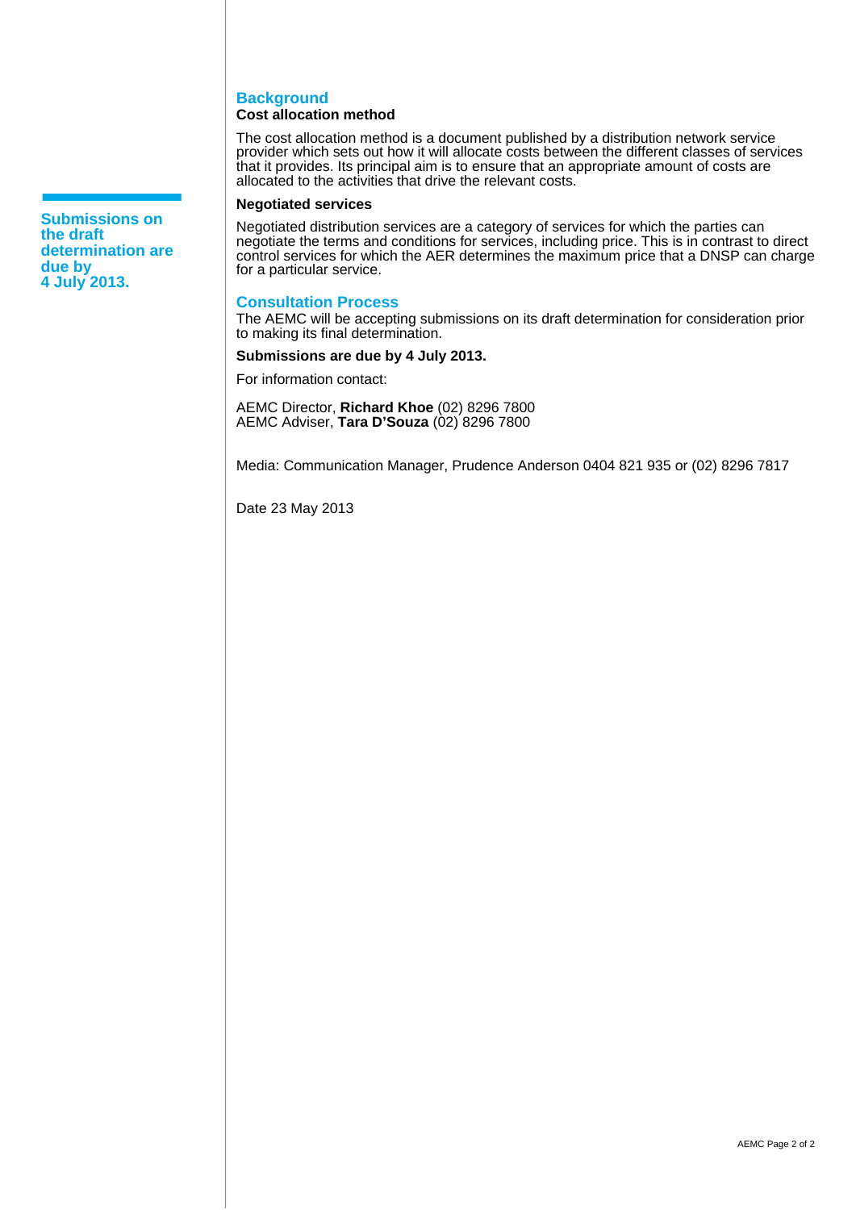**Submissions on the draft determination are due by 4 July 2013.**

## Background

### Cost allocation method

The cost allocation method is a document published by a distribution network service provider which sets out how it will allocate costs between the different classes of services that it provides. Its principal aim is to ensure that an appropriate amount of costs are allocated to the activities that drive the relevant costs.

### Negotiated services

Negotiated distribution services are a category of services for which the parties can negotiate the terms and conditions for services, including price. This is in contrast to direct control services for which the AER determines the maximum price that a DNSP can charge for a particular service.

## Consultation Process

The AEMC will be accepting submissions on its draft determination for consideration prior to making its final determination.

**Submissions are due by 4 July 2013.**

For information contact:

AEMC Director, **Richard Khoe** (02) 8296 7800
AEMC Adviser, **Tara D'Souza** (02) 8296 7800

Media: Communication Manager, Prudence Anderson 0404 821 935 or (02) 8296 7817

Date 23 May 2013